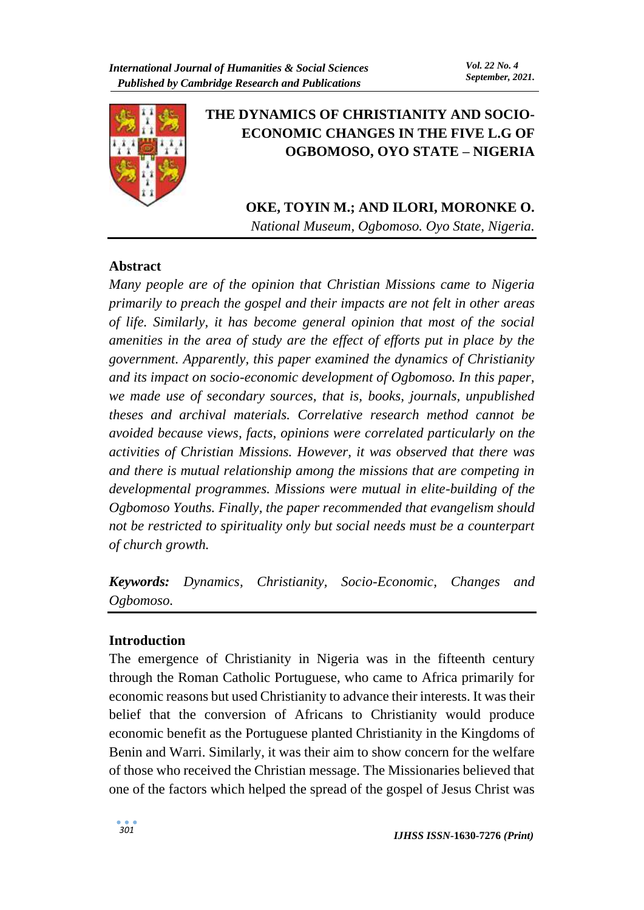# THE DYNAMICS OF CHRISTIANITY AND SOCIO-ECONOMIC CHANGES IN THE FIVE L.G OF OGBOMOSO, OYO STATE – NIGERIA

**OKE, TOYIN M.; AND ILORI, MORONKE O.**

*National Museum, Ogbomoso. Oyo State, Nigeria.*

## Abstract

*Many people are of the opinion that Christian Missions came to Nigeria primarily to preach the gospel and their impacts are not felt in other areas of life. Similarly, it has become general opinion that most of the social amenities in the area of study are the effect of efforts put in place by the government. Apparently, this paper examined the dynamics of Christianity and its impact on socio-economic development of Ogbomoso. In this paper, we made use of secondary sources, that is, books, journals, unpublished theses and archival materials. Correlative research method cannot be avoided because views, facts, opinions were correlated particularly on the activities of Christian Missions. However, it was observed that there was and there is mutual relationship among the missions that are competing in developmental programmes. Missions were mutual in elite-building of the Ogbomoso Youths. Finally, the paper recommended that evangelism should not be restricted to spirituality only but social needs must be a counterpart of church growth.*

***Keywords:*** *Dynamics, Christianity, Socio-Economic, Changes and Ogbomoso.*

## Introduction

The emergence of Christianity in Nigeria was in the fifteenth century through the Roman Catholic Portuguese, who came to Africa primarily for economic reasons but used Christianity to advance their interests. It was their belief that the conversion of Africans to Christianity would produce economic benefit as the Portuguese planted Christianity in the Kingdoms of Benin and Warri. Similarly, it was their aim to show concern for the welfare of those who received the Christian message. The Missionaries believed that one of the factors which helped the spread of the gospel of Jesus Christ was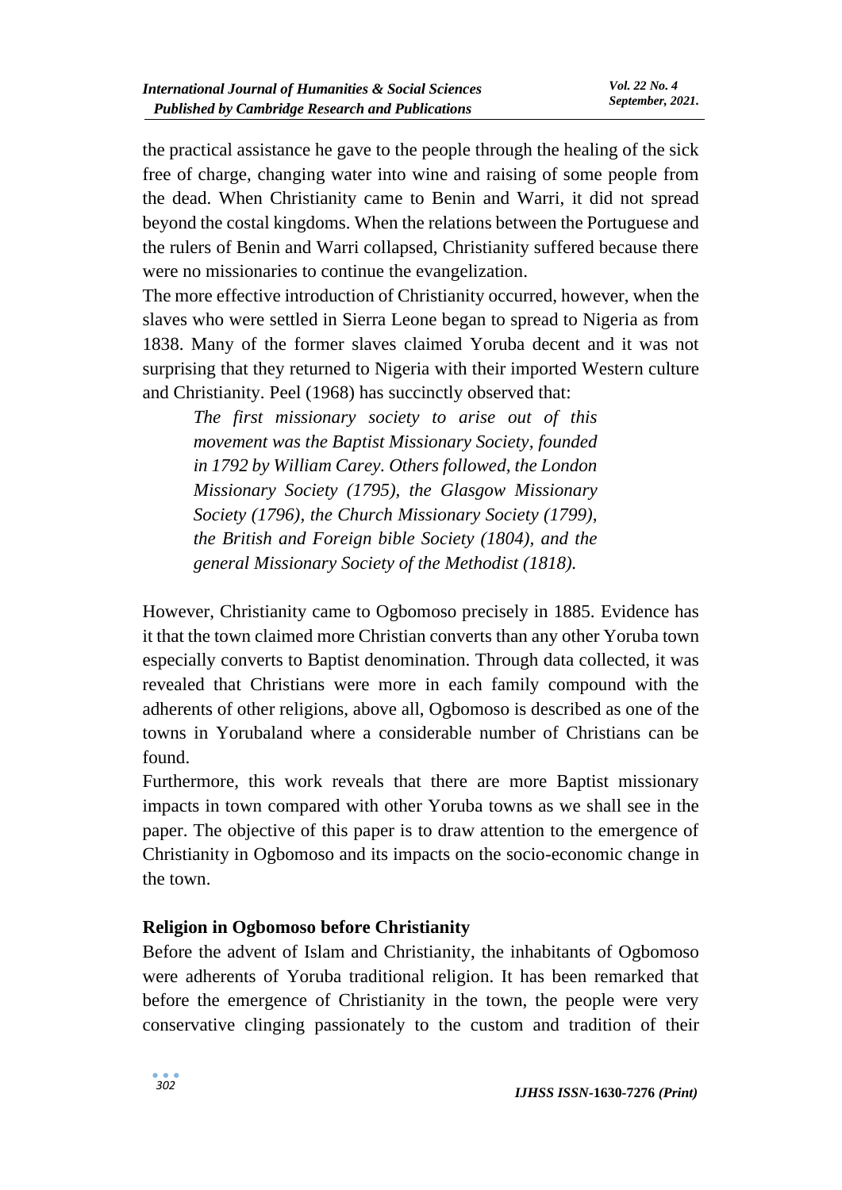the practical assistance he gave to the people through the healing of the sick free of charge, changing water into wine and raising of some people from the dead. When Christianity came to Benin and Warri, it did not spread beyond the costal kingdoms. When the relations between the Portuguese and the rulers of Benin and Warri collapsed, Christianity suffered because there were no missionaries to continue the evangelization.

The more effective introduction of Christianity occurred, however, when the slaves who were settled in Sierra Leone began to spread to Nigeria as from 1838. Many of the former slaves claimed Yoruba decent and it was not surprising that they returned to Nigeria with their imported Western culture and Christianity. Peel (1968) has succinctly observed that:

> *The first missionary society to arise out of this movement was the Baptist Missionary Society, founded in 1792 by William Carey. Others followed, the London Missionary Society (1795), the Glasgow Missionary Society (1796), the Church Missionary Society (1799), the British and Foreign bible Society (1804), and the general Missionary Society of the Methodist (1818).*

However, Christianity came to Ogbomoso precisely in 1885. Evidence has it that the town claimed more Christian converts than any other Yoruba town especially converts to Baptist denomination. Through data collected, it was revealed that Christians were more in each family compound with the adherents of other religions, above all, Ogbomoso is described as one of the towns in Yorubaland where a considerable number of Christians can be found.

Furthermore, this work reveals that there are more Baptist missionary impacts in town compared with other Yoruba towns as we shall see in the paper. The objective of this paper is to draw attention to the emergence of Christianity in Ogbomoso and its impacts on the socio-economic change in the town.

## Religion in Ogbomoso before Christianity

Before the advent of Islam and Christianity, the inhabitants of Ogbomoso were adherents of Yoruba traditional religion. It has been remarked that before the emergence of Christianity in the town, the people were very conservative clinging passionately to the custom and tradition of their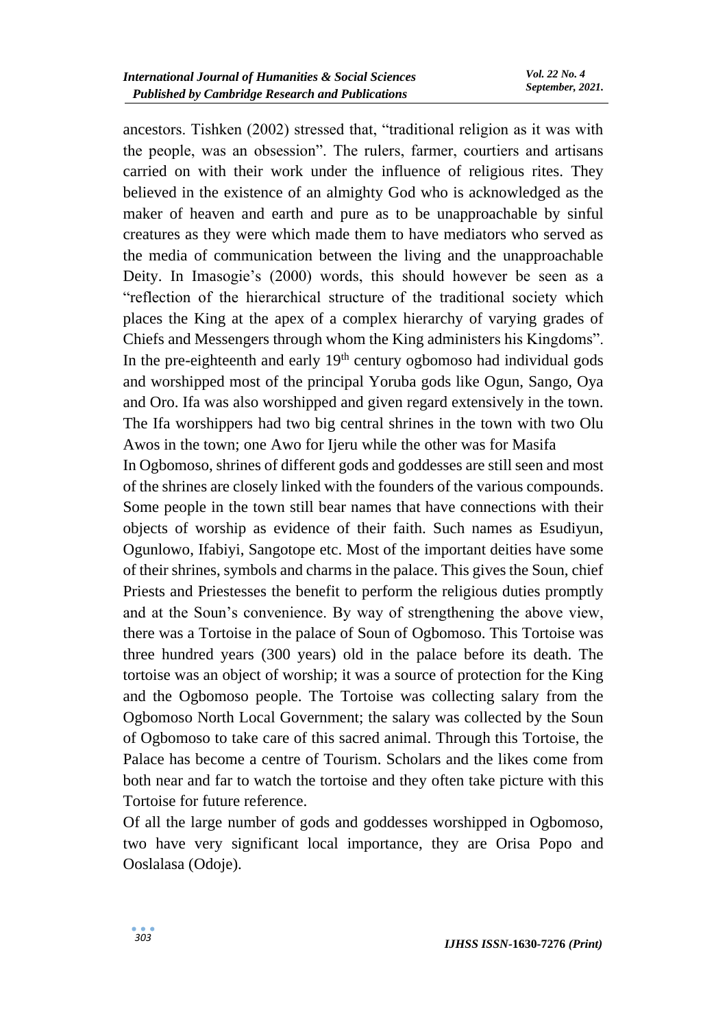ancestors. Tishken (2002) stressed that, "traditional religion as it was with the people, was an obsession". The rulers, farmer, courtiers and artisans carried on with their work under the influence of religious rites. They believed in the existence of an almighty God who is acknowledged as the maker of heaven and earth and pure as to be unapproachable by sinful creatures as they were which made them to have mediators who served as the media of communication between the living and the unapproachable Deity. In Imasogie's (2000) words, this should however be seen as a "reflection of the hierarchical structure of the traditional society which places the King at the apex of a complex hierarchy of varying grades of Chiefs and Messengers through whom the King administers his Kingdoms". In the pre-eighteenth and early 19th century ogbomoso had individual gods and worshipped most of the principal Yoruba gods like Ogun, Sango, Oya and Oro. Ifa was also worshipped and given regard extensively in the town. The Ifa worshippers had two big central shrines in the town with two Olu Awos in the town; one Awo for Ijeru while the other was for Masifa

In Ogbomoso, shrines of different gods and goddesses are still seen and most of the shrines are closely linked with the founders of the various compounds. Some people in the town still bear names that have connections with their objects of worship as evidence of their faith. Such names as Esudiyun, Ogunlowo, Ifabiyi, Sangotope etc. Most of the important deities have some of their shrines, symbols and charms in the palace. This gives the Soun, chief Priests and Priestesses the benefit to perform the religious duties promptly and at the Soun's convenience. By way of strengthening the above view, there was a Tortoise in the palace of Soun of Ogbomoso. This Tortoise was three hundred years (300 years) old in the palace before its death. The tortoise was an object of worship; it was a source of protection for the King and the Ogbomoso people. The Tortoise was collecting salary from the Ogbomoso North Local Government; the salary was collected by the Soun of Ogbomoso to take care of this sacred animal. Through this Tortoise, the Palace has become a centre of Tourism. Scholars and the likes come from both near and far to watch the tortoise and they often take picture with this Tortoise for future reference.

Of all the large number of gods and goddesses worshipped in Ogbomoso, two have very significant local importance, they are Orisa Popo and Ooslalasa (Odoje).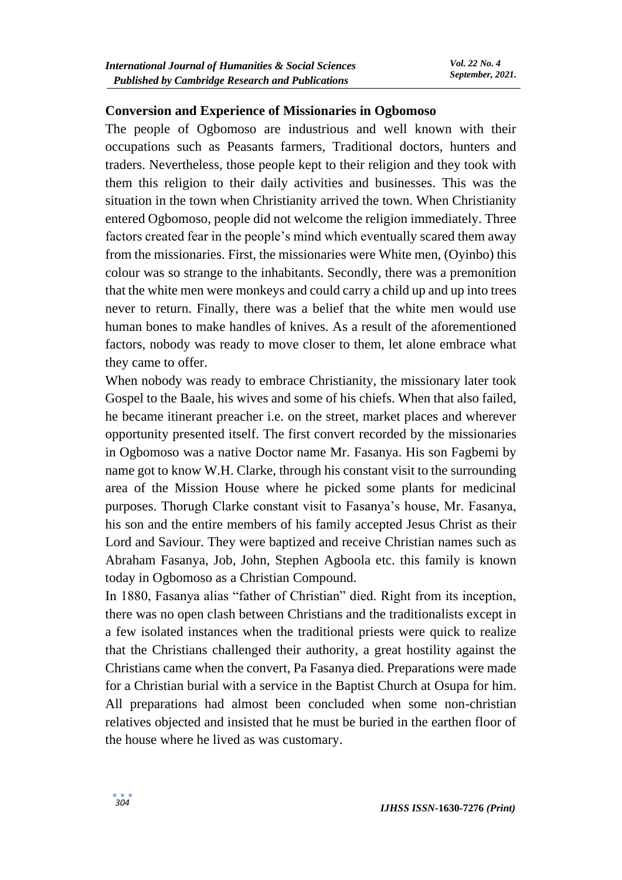## Conversion and Experience of Missionaries in Ogbomoso

The people of Ogbomoso are industrious and well known with their occupations such as Peasants farmers, Traditional doctors, hunters and traders. Nevertheless, those people kept to their religion and they took with them this religion to their daily activities and businesses. This was the situation in the town when Christianity arrived the town. When Christianity entered Ogbomoso, people did not welcome the religion immediately. Three factors created fear in the people's mind which eventually scared them away from the missionaries. First, the missionaries were White men, (Oyinbo) this colour was so strange to the inhabitants. Secondly, there was a premonition that the white men were monkeys and could carry a child up and up into trees never to return. Finally, there was a belief that the white men would use human bones to make handles of knives. As a result of the aforementioned factors, nobody was ready to move closer to them, let alone embrace what they came to offer.

When nobody was ready to embrace Christianity, the missionary later took Gospel to the Baale, his wives and some of his chiefs. When that also failed, he became itinerant preacher i.e. on the street, market places and wherever opportunity presented itself. The first convert recorded by the missionaries in Ogbomoso was a native Doctor name Mr. Fasanya. His son Fagbemi by name got to know W.H. Clarke, through his constant visit to the surrounding area of the Mission House where he picked some plants for medicinal purposes. Thorugh Clarke constant visit to Fasanya's house, Mr. Fasanya, his son and the entire members of his family accepted Jesus Christ as their Lord and Saviour. They were baptized and receive Christian names such as Abraham Fasanya, Job, John, Stephen Agboola etc. this family is known today in Ogbomoso as a Christian Compound.

In 1880, Fasanya alias "father of Christian" died. Right from its inception, there was no open clash between Christians and the traditionalists except in a few isolated instances when the traditional priests were quick to realize that the Christians challenged their authority, a great hostility against the Christians came when the convert, Pa Fasanya died. Preparations were made for a Christian burial with a service in the Baptist Church at Osupa for him. All preparations had almost been concluded when some non-christian relatives objected and insisted that he must be buried in the earthen floor of the house where he lived as was customary.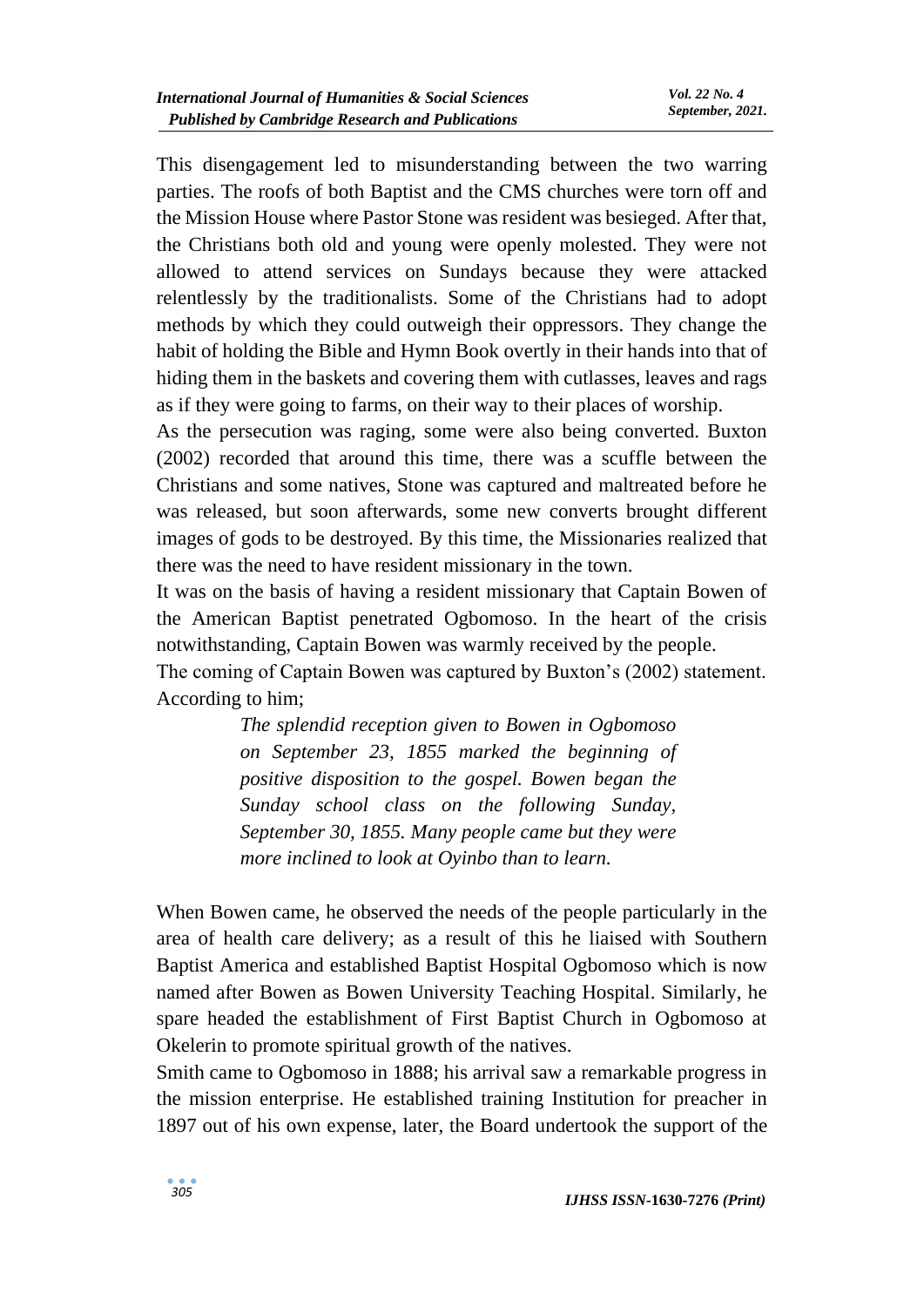This disengagement led to misunderstanding between the two warring parties. The roofs of both Baptist and the CMS churches were torn off and the Mission House where Pastor Stone was resident was besieged. After that, the Christians both old and young were openly molested. They were not allowed to attend services on Sundays because they were attacked relentlessly by the traditionalists. Some of the Christians had to adopt methods by which they could outweigh their oppressors. They change the habit of holding the Bible and Hymn Book overtly in their hands into that of hiding them in the baskets and covering them with cutlasses, leaves and rags as if they were going to farms, on their way to their places of worship.

As the persecution was raging, some were also being converted. Buxton (2002) recorded that around this time, there was a scuffle between the Christians and some natives, Stone was captured and maltreated before he was released, but soon afterwards, some new converts brought different images of gods to be destroyed. By this time, the Missionaries realized that there was the need to have resident missionary in the town.

It was on the basis of having a resident missionary that Captain Bowen of the American Baptist penetrated Ogbomoso. In the heart of the crisis notwithstanding, Captain Bowen was warmly received by the people.

The coming of Captain Bowen was captured by Buxton's (2002) statement. According to him;

> *The splendid reception given to Bowen in Ogbomoso on September 23, 1855 marked the beginning of positive disposition to the gospel. Bowen began the Sunday school class on the following Sunday, September 30, 1855. Many people came but they were more inclined to look at Oyinbo than to learn.*

When Bowen came, he observed the needs of the people particularly in the area of health care delivery; as a result of this he liaised with Southern Baptist America and established Baptist Hospital Ogbomoso which is now named after Bowen as Bowen University Teaching Hospital. Similarly, he spare headed the establishment of First Baptist Church in Ogbomoso at Okelerin to promote spiritual growth of the natives.

Smith came to Ogbomoso in 1888; his arrival saw a remarkable progress in the mission enterprise. He established training Institution for preacher in 1897 out of his own expense, later, the Board undertook the support of the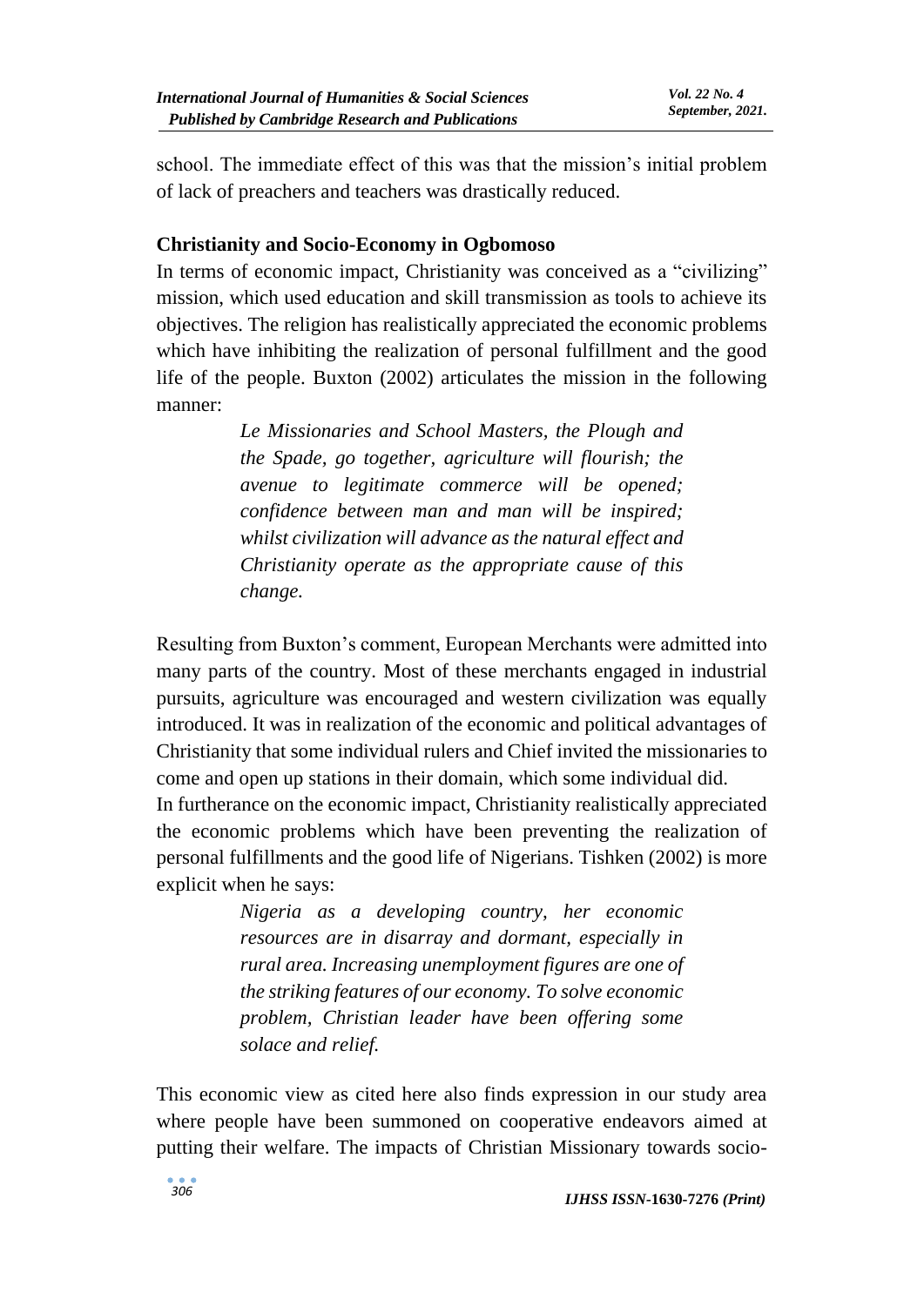school. The immediate effect of this was that the mission's initial problem of lack of preachers and teachers was drastically reduced.

### Christianity and Socio-Economy in Ogbomoso

In terms of economic impact, Christianity was conceived as a "civilizing" mission, which used education and skill transmission as tools to achieve its objectives. The religion has realistically appreciated the economic problems which have inhibiting the realization of personal fulfillment and the good life of the people. Buxton (2002) articulates the mission in the following manner:

> *Le Missionaries and School Masters, the Plough and the Spade, go together, agriculture will flourish; the avenue to legitimate commerce will be opened; confidence between man and man will be inspired; whilst civilization will advance as the natural effect and Christianity operate as the appropriate cause of this change.*

Resulting from Buxton's comment, European Merchants were admitted into many parts of the country. Most of these merchants engaged in industrial pursuits, agriculture was encouraged and western civilization was equally introduced. It was in realization of the economic and political advantages of Christianity that some individual rulers and Chief invited the missionaries to come and open up stations in their domain, which some individual did.

In furtherance on the economic impact, Christianity realistically appreciated the economic problems which have been preventing the realization of personal fulfillments and the good life of Nigerians. Tishken (2002) is more explicit when he says:

> *Nigeria as a developing country, her economic resources are in disarray and dormant, especially in rural area. Increasing unemployment figures are one of the striking features of our economy. To solve economic problem, Christian leader have been offering some solace and relief.*

This economic view as cited here also finds expression in our study area where people have been summoned on cooperative endeavors aimed at putting their welfare. The impacts of Christian Missionary towards socio-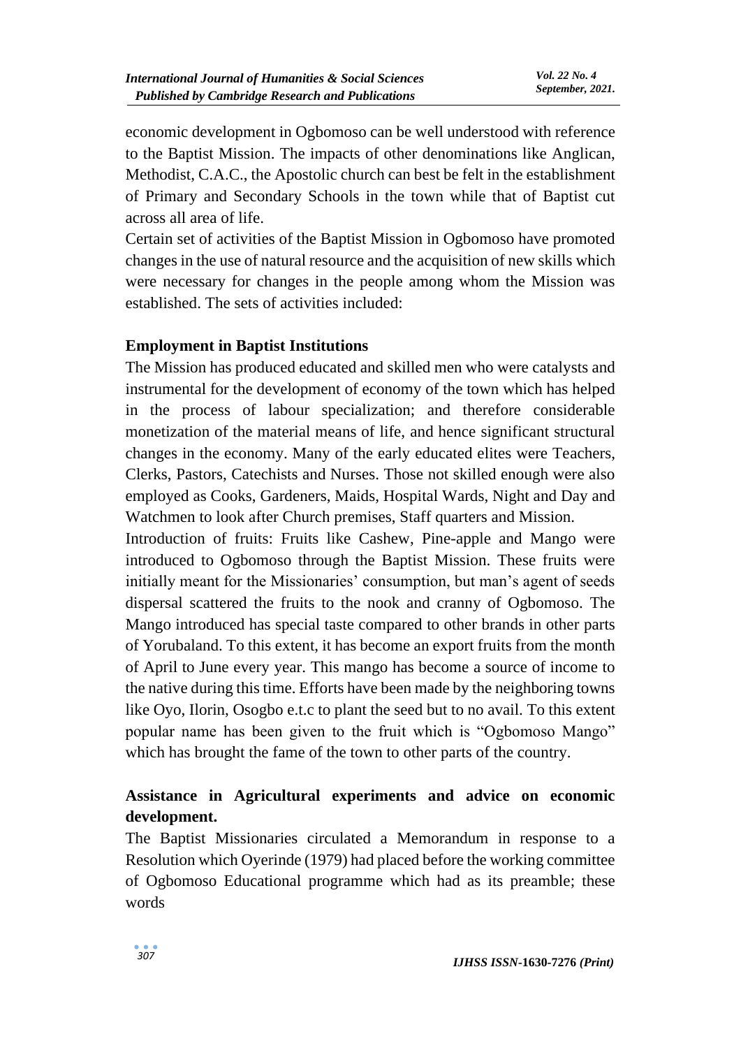economic development in Ogbomoso can be well understood with reference to the Baptist Mission. The impacts of other denominations like Anglican, Methodist, C.A.C., the Apostolic church can best be felt in the establishment of Primary and Secondary Schools in the town while that of Baptist cut across all area of life.

Certain set of activities of the Baptist Mission in Ogbomoso have promoted changes in the use of natural resource and the acquisition of new skills which were necessary for changes in the people among whom the Mission was established. The sets of activities included:

**Employment in Baptist Institutions**

The Mission has produced educated and skilled men who were catalysts and instrumental for the development of economy of the town which has helped in the process of labour specialization; and therefore considerable monetization of the material means of life, and hence significant structural changes in the economy. Many of the early educated elites were Teachers, Clerks, Pastors, Catechists and Nurses. Those not skilled enough were also employed as Cooks, Gardeners, Maids, Hospital Wards, Night and Day and Watchmen to look after Church premises, Staff quarters and Mission.

Introduction of fruits: Fruits like Cashew, Pine-apple and Mango were introduced to Ogbomoso through the Baptist Mission. These fruits were initially meant for the Missionaries' consumption, but man's agent of seeds dispersal scattered the fruits to the nook and cranny of Ogbomoso. The Mango introduced has special taste compared to other brands in other parts of Yorubaland. To this extent, it has become an export fruits from the month of April to June every year. This mango has become a source of income to the native during this time. Efforts have been made by the neighboring towns like Oyo, Ilorin, Osogbo e.t.c to plant the seed but to no avail. To this extent popular name has been given to the fruit which is "Ogbomoso Mango" which has brought the fame of the town to other parts of the country.

**Assistance in Agricultural experiments and advice on economic development.**

The Baptist Missionaries circulated a Memorandum in response to a Resolution which Oyerinde (1979) had placed before the working committee of Ogbomoso Educational programme which had as its preamble; these words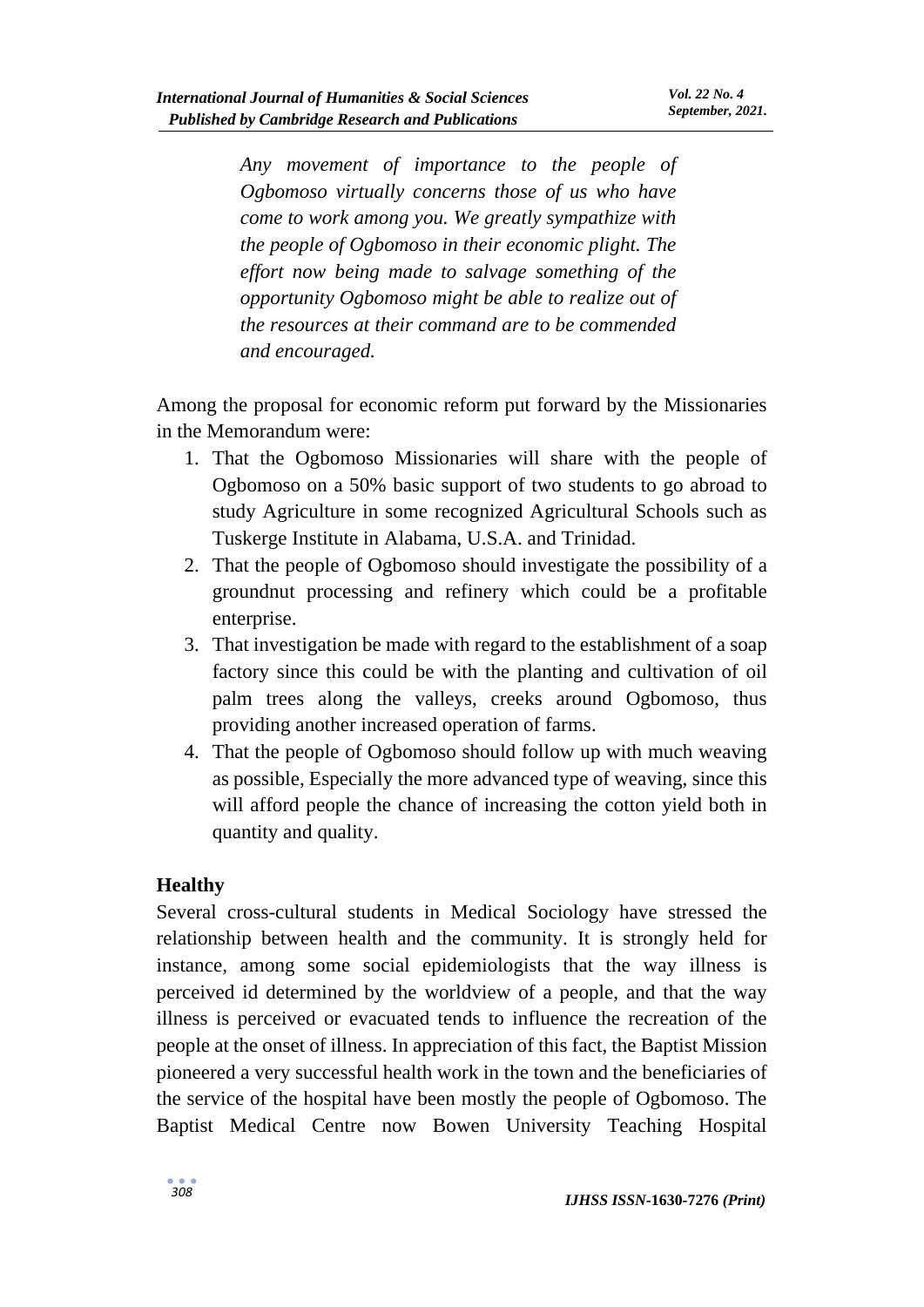> *Any movement of importance to the people of Ogbomoso virtually concerns those of us who have come to work among you. We greatly sympathize with the people of Ogbomoso in their economic plight. The effort now being made to salvage something of the opportunity Ogbomoso might be able to realize out of the resources at their command are to be commended and encouraged.*

Among the proposal for economic reform put forward by the Missionaries in the Memorandum were:

1. That the Ogbomoso Missionaries will share with the people of Ogbomoso on a 50% basic support of two students to go abroad to study Agriculture in some recognized Agricultural Schools such as Tuskerge Institute in Alabama, U.S.A. and Trinidad.
2. That the people of Ogbomoso should investigate the possibility of a groundnut processing and refinery which could be a profitable enterprise.
3. That investigation be made with regard to the establishment of a soap factory since this could be with the planting and cultivation of oil palm trees along the valleys, creeks around Ogbomoso, thus providing another increased operation of farms.
4. That the people of Ogbomoso should follow up with much weaving as possible, Especially the more advanced type of weaving, since this will afford people the chance of increasing the cotton yield both in quantity and quality.

**Healthy**

Several cross-cultural students in Medical Sociology have stressed the relationship between health and the community. It is strongly held for instance, among some social epidemiologists that the way illness is perceived id determined by the worldview of a people, and that the way illness is perceived or evacuated tends to influence the recreation of the people at the onset of illness. In appreciation of this fact, the Baptist Mission pioneered a very successful health work in the town and the beneficiaries of the service of the hospital have been mostly the people of Ogbomoso. The Baptist Medical Centre now Bowen University Teaching Hospital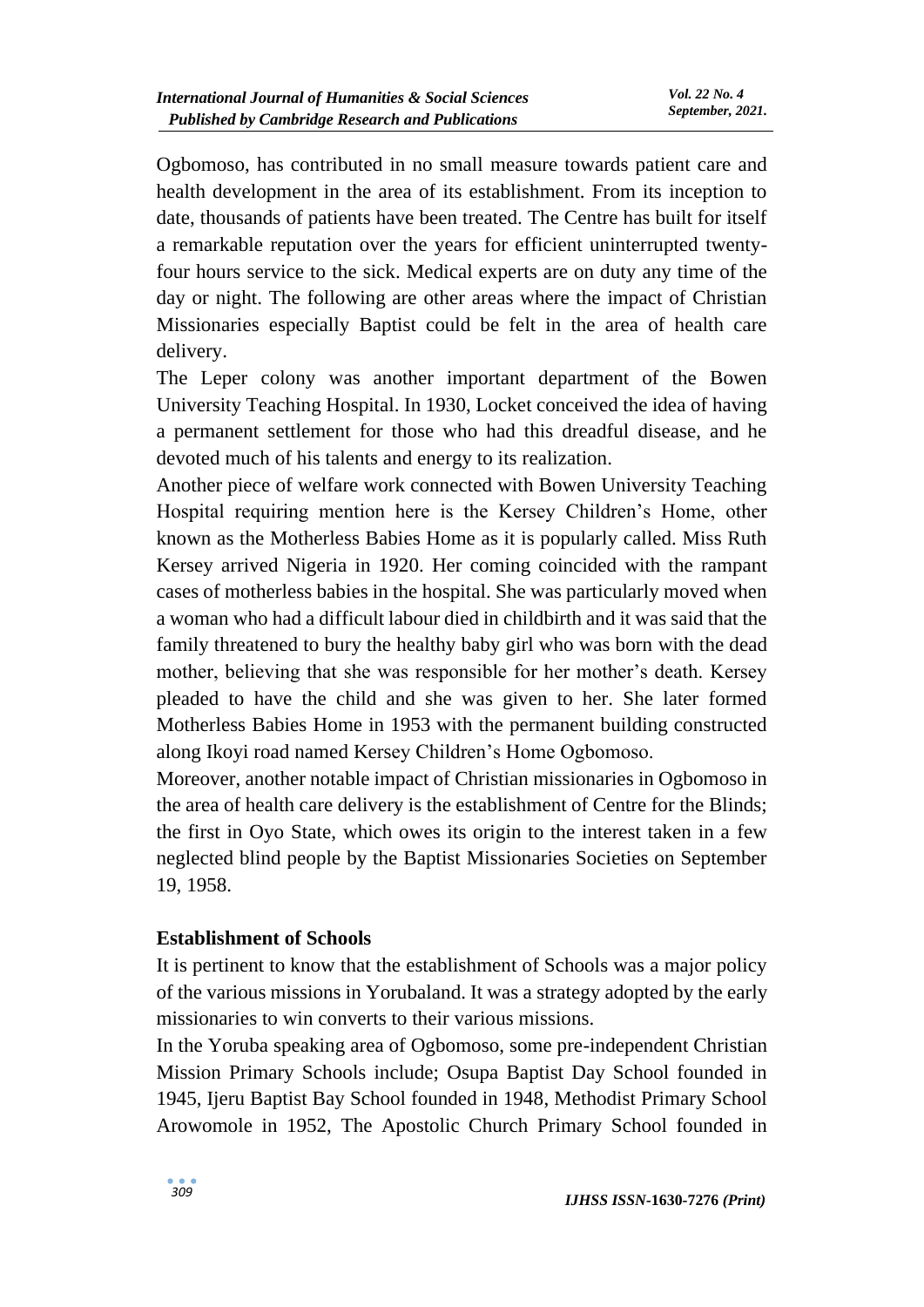Ogbomoso, has contributed in no small measure towards patient care and health development in the area of its establishment. From its inception to date, thousands of patients have been treated. The Centre has built for itself a remarkable reputation over the years for efficient uninterrupted twenty-four hours service to the sick. Medical experts are on duty any time of the day or night. The following are other areas where the impact of Christian Missionaries especially Baptist could be felt in the area of health care delivery.

The Leper colony was another important department of the Bowen University Teaching Hospital. In 1930, Locket conceived the idea of having a permanent settlement for those who had this dreadful disease, and he devoted much of his talents and energy to its realization.

Another piece of welfare work connected with Bowen University Teaching Hospital requiring mention here is the Kersey Children's Home, other known as the Motherless Babies Home as it is popularly called. Miss Ruth Kersey arrived Nigeria in 1920. Her coming coincided with the rampant cases of motherless babies in the hospital. She was particularly moved when a woman who had a difficult labour died in childbirth and it was said that the family threatened to bury the healthy baby girl who was born with the dead mother, believing that she was responsible for her mother's death. Kersey pleaded to have the child and she was given to her. She later formed Motherless Babies Home in 1953 with the permanent building constructed along Ikoyi road named Kersey Children's Home Ogbomoso.

Moreover, another notable impact of Christian missionaries in Ogbomoso in the area of health care delivery is the establishment of Centre for the Blinds; the first in Oyo State, which owes its origin to the interest taken in a few neglected blind people by the Baptist Missionaries Societies on September 19, 1958.

## Establishment of Schools

It is pertinent to know that the establishment of Schools was a major policy of the various missions in Yorubaland. It was a strategy adopted by the early missionaries to win converts to their various missions.

In the Yoruba speaking area of Ogbomoso, some pre-independent Christian Mission Primary Schools include; Osupa Baptist Day School founded in 1945, Ijeru Baptist Bay School founded in 1948, Methodist Primary School Arowomole in 1952, The Apostolic Church Primary School founded in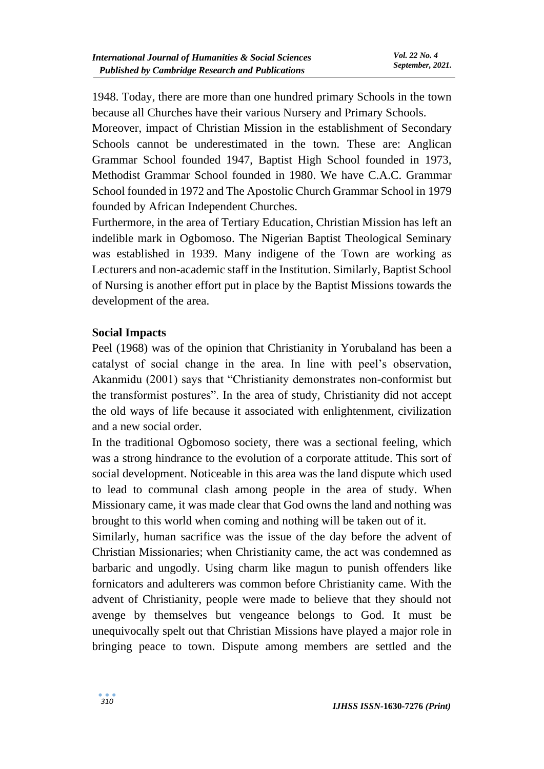1948. Today, there are more than one hundred primary Schools in the town because all Churches have their various Nursery and Primary Schools.

Moreover, impact of Christian Mission in the establishment of Secondary Schools cannot be underestimated in the town. These are: Anglican Grammar School founded 1947, Baptist High School founded in 1973, Methodist Grammar School founded in 1980. We have C.A.C. Grammar School founded in 1972 and The Apostolic Church Grammar School in 1979 founded by African Independent Churches.

Furthermore, in the area of Tertiary Education, Christian Mission has left an indelible mark in Ogbomoso. The Nigerian Baptist Theological Seminary was established in 1939. Many indigene of the Town are working as Lecturers and non-academic staff in the Institution. Similarly, Baptist School of Nursing is another effort put in place by the Baptist Missions towards the development of the area.

**Social Impacts**

Peel (1968) was of the opinion that Christianity in Yorubaland has been a catalyst of social change in the area. In line with peel's observation, Akanmidu (2001) says that "Christianity demonstrates non-conformist but the transformist postures". In the area of study, Christianity did not accept the old ways of life because it associated with enlightenment, civilization and a new social order.

In the traditional Ogbomoso society, there was a sectional feeling, which was a strong hindrance to the evolution of a corporate attitude. This sort of social development. Noticeable in this area was the land dispute which used to lead to communal clash among people in the area of study. When Missionary came, it was made clear that God owns the land and nothing was brought to this world when coming and nothing will be taken out of it.

Similarly, human sacrifice was the issue of the day before the advent of Christian Missionaries; when Christianity came, the act was condemned as barbaric and ungodly. Using charm like magun to punish offenders like fornicators and adulterers was common before Christianity came. With the advent of Christianity, people were made to believe that they should not avenge by themselves but vengeance belongs to God. It must be unequivocally spelt out that Christian Missions have played a major role in bringing peace to town. Dispute among members are settled and the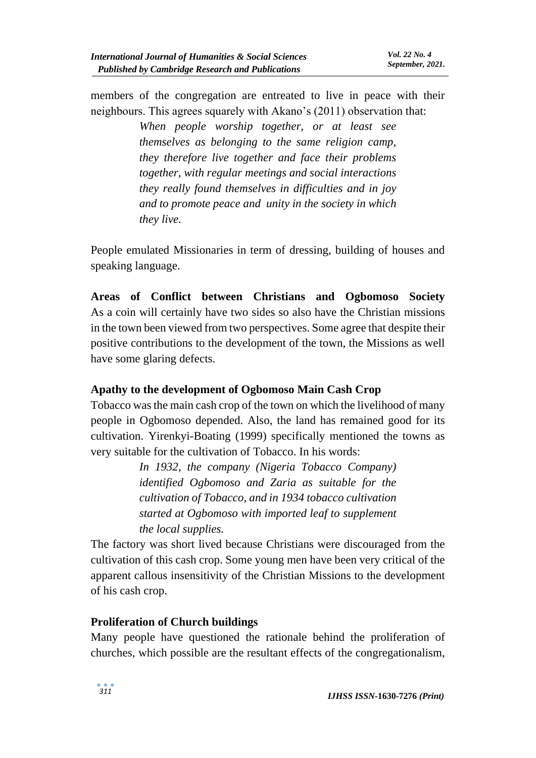members of the congregation are entreated to live in peace with their neighbours. This agrees squarely with Akano's (2011) observation that:

> *When people worship together, or at least see themselves as belonging to the same religion camp, they therefore live together and face their problems together, with regular meetings and social interactions they really found themselves in difficulties and in joy and to promote peace and unity in the society in which they live.*

People emulated Missionaries in term of dressing, building of houses and speaking language.

**Areas of Conflict between Christians and Ogbomoso Society**

As a coin will certainly have two sides so also have the Christian missions in the town been viewed from two perspectives. Some agree that despite their positive contributions to the development of the town, the Missions as well have some glaring defects.

**Apathy to the development of Ogbomoso Main Cash Crop**

Tobacco was the main cash crop of the town on which the livelihood of many people in Ogbomoso depended. Also, the land has remained good for its cultivation. Yirenkyi-Boating (1999) specifically mentioned the towns as very suitable for the cultivation of Tobacco. In his words:

> *In 1932, the company (Nigeria Tobacco Company) identified Ogbomoso and Zaria as suitable for the cultivation of Tobacco, and in 1934 tobacco cultivation started at Ogbomoso with imported leaf to supplement the local supplies.*

The factory was short lived because Christians were discouraged from the cultivation of this cash crop. Some young men have been very critical of the apparent callous insensitivity of the Christian Missions to the development of his cash crop.

**Proliferation of Church buildings**

Many people have questioned the rationale behind the proliferation of churches, which possible are the resultant effects of the congregationalism,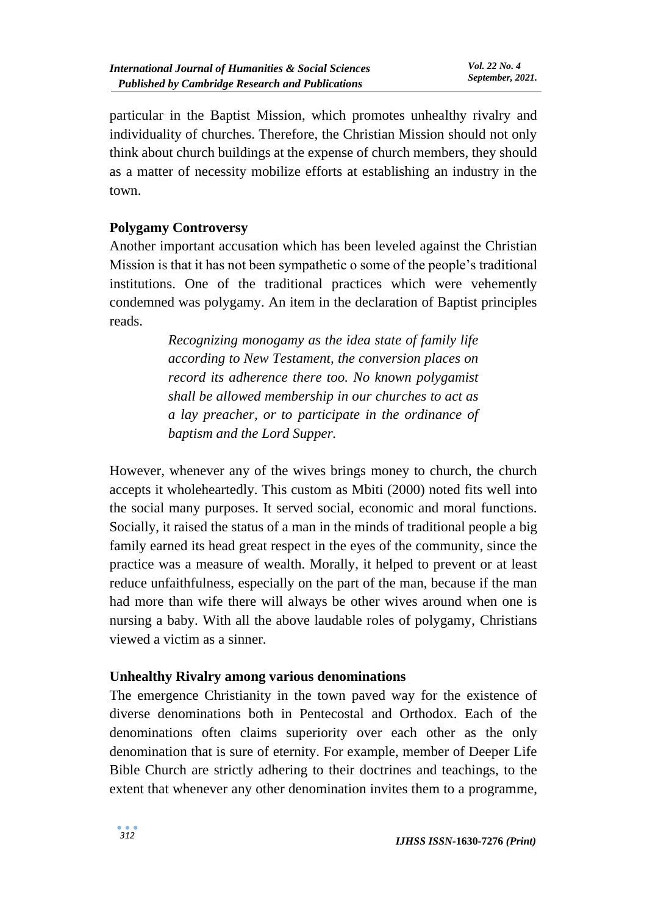particular in the Baptist Mission, which promotes unhealthy rivalry and individuality of churches. Therefore, the Christian Mission should not only think about church buildings at the expense of church members, they should as a matter of necessity mobilize efforts at establishing an industry in the town.

### Polygamy Controversy

Another important accusation which has been leveled against the Christian Mission is that it has not been sympathetic o some of the people's traditional institutions. One of the traditional practices which were vehemently condemned was polygamy. An item in the declaration of Baptist principles reads.

> *Recognizing monogamy as the idea state of family life according to New Testament, the conversion places on record its adherence there too. No known polygamist shall be allowed membership in our churches to act as a lay preacher, or to participate in the ordinance of baptism and the Lord Supper.*

However, whenever any of the wives brings money to church, the church accepts it wholeheartedly. This custom as Mbiti (2000) noted fits well into the social many purposes. It served social, economic and moral functions. Socially, it raised the status of a man in the minds of traditional people a big family earned its head great respect in the eyes of the community, since the practice was a measure of wealth. Morally, it helped to prevent or at least reduce unfaithfulness, especially on the part of the man, because if the man had more than wife there will always be other wives around when one is nursing a baby. With all the above laudable roles of polygamy, Christians viewed a victim as a sinner.

### Unhealthy Rivalry among various denominations

The emergence Christianity in the town paved way for the existence of diverse denominations both in Pentecostal and Orthodox. Each of the denominations often claims superiority over each other as the only denomination that is sure of eternity. For example, member of Deeper Life Bible Church are strictly adhering to their doctrines and teachings, to the extent that whenever any other denomination invites them to a programme,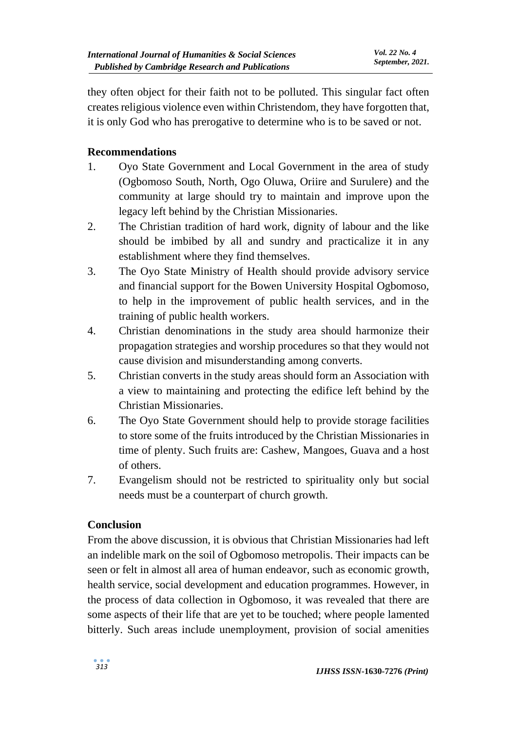they often object for their faith not to be polluted. This singular fact often creates religious violence even within Christendom, they have forgotten that, it is only God who has prerogative to determine who is to be saved or not.

## Recommendations

1. Oyo State Government and Local Government in the area of study (Ogbomoso South, North, Ogo Oluwa, Oriire and Surulere) and the community at large should try to maintain and improve upon the legacy left behind by the Christian Missionaries.
2. The Christian tradition of hard work, dignity of labour and the like should be imbibed by all and sundry and practicalize it in any establishment where they find themselves.
3. The Oyo State Ministry of Health should provide advisory service and financial support for the Bowen University Hospital Ogbomoso, to help in the improvement of public health services, and in the training of public health workers.
4. Christian denominations in the study area should harmonize their propagation strategies and worship procedures so that they would not cause division and misunderstanding among converts.
5. Christian converts in the study areas should form an Association with a view to maintaining and protecting the edifice left behind by the Christian Missionaries.
6. The Oyo State Government should help to provide storage facilities to store some of the fruits introduced by the Christian Missionaries in time of plenty. Such fruits are: Cashew, Mangoes, Guava and a host of others.
7. Evangelism should not be restricted to spirituality only but social needs must be a counterpart of church growth.

## Conclusion

From the above discussion, it is obvious that Christian Missionaries had left an indelible mark on the soil of Ogbomoso metropolis. Their impacts can be seen or felt in almost all area of human endeavor, such as economic growth, health service, social development and education programmes. However, in the process of data collection in Ogbomoso, it was revealed that there are some aspects of their life that are yet to be touched; where people lamented bitterly. Such areas include unemployment, provision of social amenities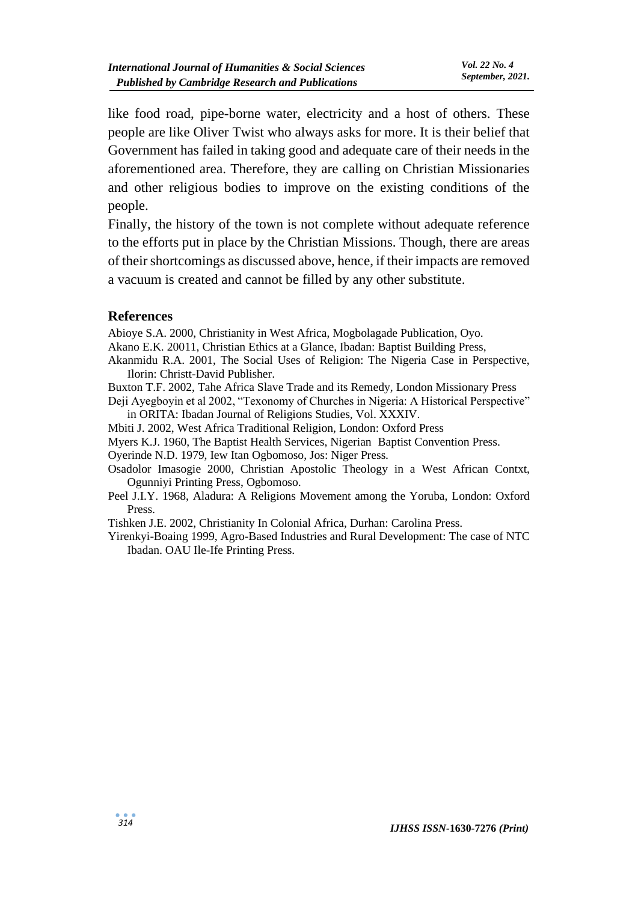like food road, pipe-borne water, electricity and a host of others. These people are like Oliver Twist who always asks for more. It is their belief that Government has failed in taking good and adequate care of their needs in the aforementioned area. Therefore, they are calling on Christian Missionaries and other religious bodies to improve on the existing conditions of the people.

Finally, the history of the town is not complete without adequate reference to the efforts put in place by the Christian Missions. Though, there are areas of their shortcomings as discussed above, hence, if their impacts are removed a vacuum is created and cannot be filled by any other substitute.

## References

Abioye S.A. 2000, Christianity in West Africa, Mogbolagade Publication, Oyo.

Akano E.K. 20011, Christian Ethics at a Glance, Ibadan: Baptist Building Press,

Akanmidu R.A. 2001, The Social Uses of Religion: The Nigeria Case in Perspective, Ilorin: Christt-David Publisher.

Buxton T.F. 2002, Tahe Africa Slave Trade and its Remedy, London Missionary Press

Deji Ayegboyin et al 2002, "Texonomy of Churches in Nigeria: A Historical Perspective" in ORITA: Ibadan Journal of Religions Studies, Vol. XXXIV.

Mbiti J. 2002, West Africa Traditional Religion, London: Oxford Press

Myers K.J. 1960, The Baptist Health Services, Nigerian Baptist Convention Press.

Oyerinde N.D. 1979, Iew Itan Ogbomoso, Jos: Niger Press.

Osadolor Imasogie 2000, Christian Apostolic Theology in a West African Contxt, Ogunniyi Printing Press, Ogbomoso.

Peel J.I.Y. 1968, Aladura: A Religions Movement among the Yoruba, London: Oxford Press.

Tishken J.E. 2002, Christianity In Colonial Africa, Durhan: Carolina Press.

Yirenkyi-Boaing 1999, Agro-Based Industries and Rural Development: The case of NTC Ibadan. OAU Ile-Ife Printing Press.